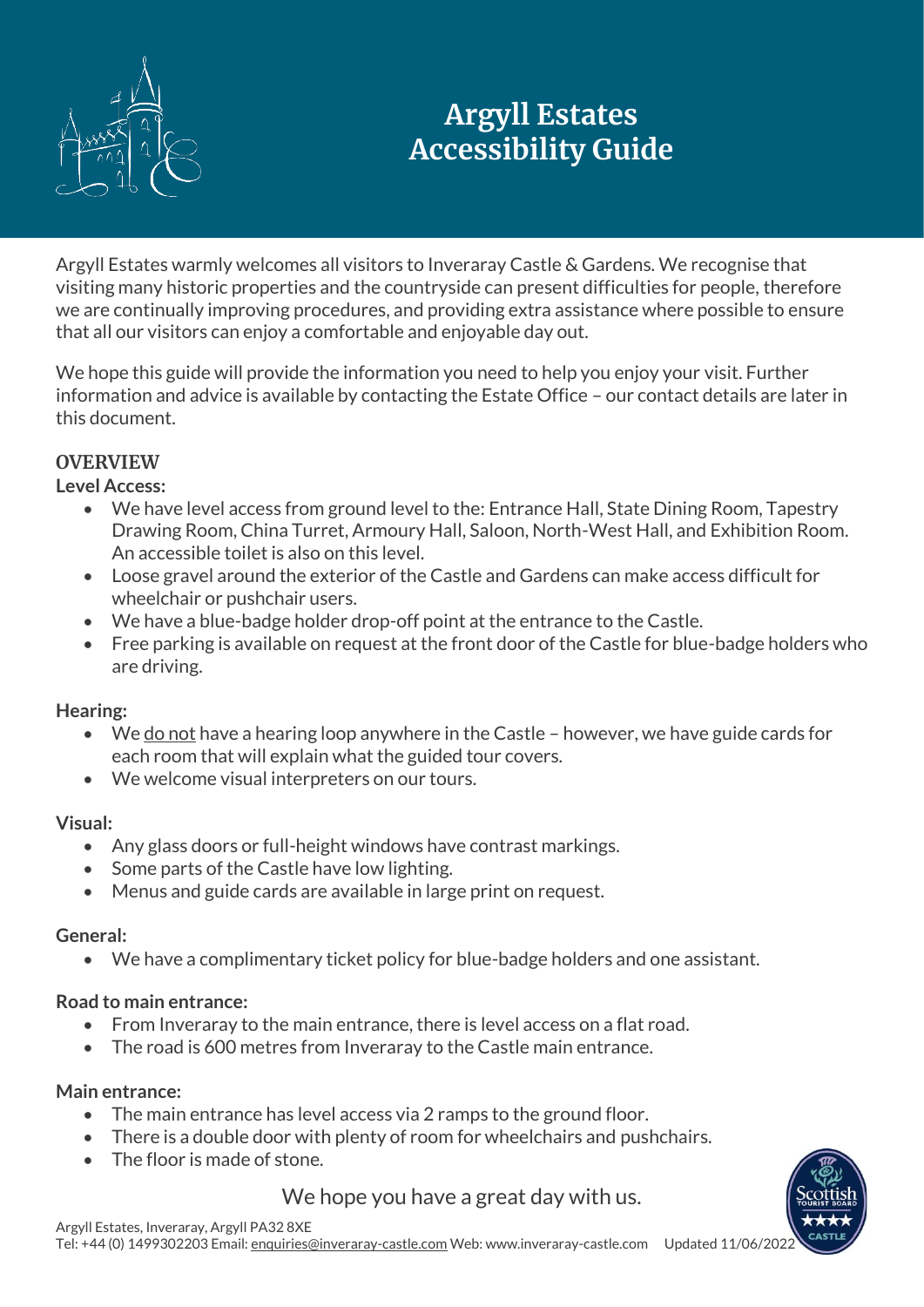# Argyll Estates Accessibility Guide

Argyll Estates warmly welcomes all visitors to Inveraray Castle & Gardens. We recognise that visiting many historic properties and the countryside can present difficulties for people, therefore we are continually improving procedures, and providing extra assistance where possible to ensure that all our visitors can enjoy a comfortable and enjoyable day out.

We hope this guide will provide the information you need to help you enjoy your visit. Further information and advice is available by contacting the Estate Office – our contact details are later in this document.

## OVERVIEW

**Level Access:**

- We have level access from ground level to the: Entrance Hall, State Dining Room, Tapestry Drawing Room, China Turret, Armoury Hall, Saloon, North-West Hall, and Exhibition Room. An accessible toilet is also on this level.
- Loose gravel around the exterior of the Castle and Gardens can make access difficult for wheelchair or pushchair users.
- We have a blue-badge holder drop-off point at the entrance to the Castle.
- Free parking is available on request at the front door of the Castle for blue-badge holders who are driving.

**Hearing:**

- We do not have a hearing loop anywhere in the Castle – however, we have guide cards for each room that will explain what the guided tour covers.
- We welcome visual interpreters on our tours.

**Visual:**

- Any glass doors or full-height windows have contrast markings.
- Some parts of the Castle have low lighting.
- Menus and guide cards are available in large print on request.

**General:**

- We have a complimentary ticket policy for blue-badge holders and one assistant.

**Road to main entrance:**

- From Inveraray to the main entrance, there is level access on a flat road.
- The road is 600 metres from Inveraray to the Castle main entrance.

**Main entrance:**

- The main entrance has level access via 2 ramps to the ground floor.
- There is a double door with plenty of room for wheelchairs and pushchairs.
- The floor is made of stone.

We hope you have a great day with us.

Argyll Estates, Inveraray, Argyll PA32 8XE
Tel: +44 (0) 1499302203 Email: enquiries@inveraray-castle.com Web: www.inveraray-castle.com Updated 11/06/2022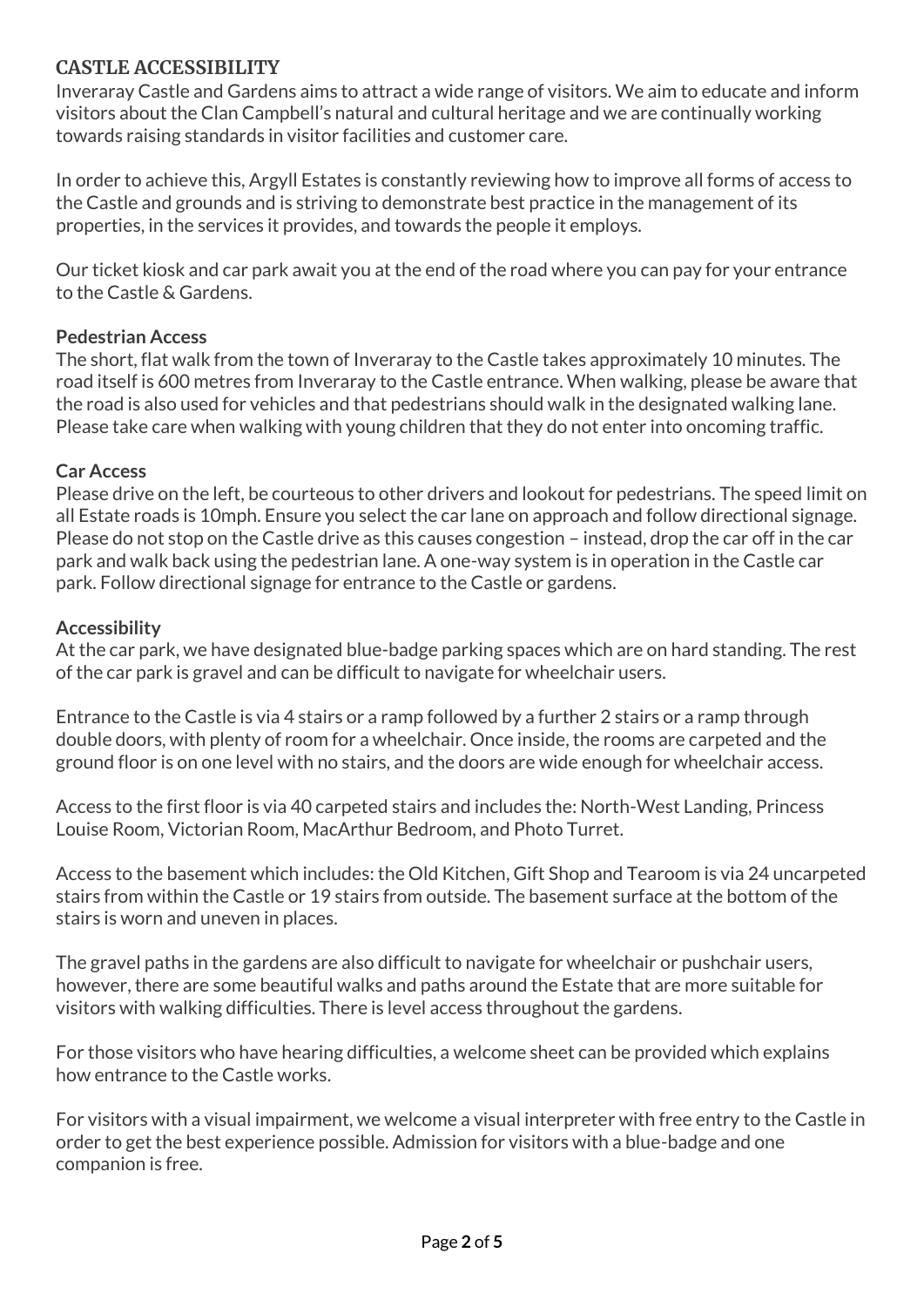## CASTLE ACCESSIBILITY

Inveraray Castle and Gardens aims to attract a wide range of visitors. We aim to educate and inform visitors about the Clan Campbell's natural and cultural heritage and we are continually working towards raising standards in visitor facilities and customer care.

In order to achieve this, Argyll Estates is constantly reviewing how to improve all forms of access to the Castle and grounds and is striving to demonstrate best practice in the management of its properties, in the services it provides, and towards the people it employs.

Our ticket kiosk and car park await you at the end of the road where you can pay for your entrance to the Castle & Gardens.

### Pedestrian Access

The short, flat walk from the town of Inveraray to the Castle takes approximately 10 minutes. The road itself is 600 metres from Inveraray to the Castle entrance. When walking, please be aware that the road is also used for vehicles and that pedestrians should walk in the designated walking lane. Please take care when walking with young children that they do not enter into oncoming traffic.

### Car Access

Please drive on the left, be courteous to other drivers and lookout for pedestrians. The speed limit on all Estate roads is 10mph. Ensure you select the car lane on approach and follow directional signage. Please do not stop on the Castle drive as this causes congestion – instead, drop the car off in the car park and walk back using the pedestrian lane. A one-way system is in operation in the Castle car park. Follow directional signage for entrance to the Castle or gardens.

### Accessibility

At the car park, we have designated blue-badge parking spaces which are on hard standing. The rest of the car park is gravel and can be difficult to navigate for wheelchair users.

Entrance to the Castle is via 4 stairs or a ramp followed by a further 2 stairs or a ramp through double doors, with plenty of room for a wheelchair. Once inside, the rooms are carpeted and the ground floor is on one level with no stairs, and the doors are wide enough for wheelchair access.

Access to the first floor is via 40 carpeted stairs and includes the: North-West Landing, Princess Louise Room, Victorian Room, MacArthur Bedroom, and Photo Turret.

Access to the basement which includes: the Old Kitchen, Gift Shop and Tearoom is via 24 uncarpeted stairs from within the Castle or 19 stairs from outside. The basement surface at the bottom of the stairs is worn and uneven in places.

The gravel paths in the gardens are also difficult to navigate for wheelchair or pushchair users, however, there are some beautiful walks and paths around the Estate that are more suitable for visitors with walking difficulties. There is level access throughout the gardens.

For those visitors who have hearing difficulties, a welcome sheet can be provided which explains how entrance to the Castle works.

For visitors with a visual impairment, we welcome a visual interpreter with free entry to the Castle in order to get the best experience possible. Admission for visitors with a blue-badge and one companion is free.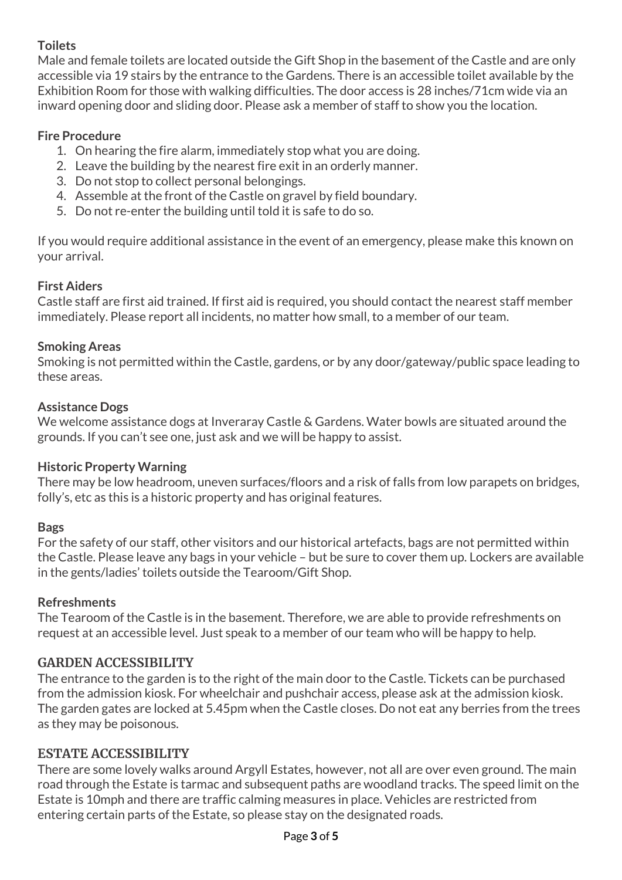**Toilets**

Male and female toilets are located outside the Gift Shop in the basement of the Castle and are only accessible via 19 stairs by the entrance to the Gardens. There is an accessible toilet available by the Exhibition Room for those with walking difficulties. The door access is 28 inches/71cm wide via an inward opening door and sliding door. Please ask a member of staff to show you the location.

**Fire Procedure**

1. On hearing the fire alarm, immediately stop what you are doing.
2. Leave the building by the nearest fire exit in an orderly manner.
3. Do not stop to collect personal belongings.
4. Assemble at the front of the Castle on gravel by field boundary.
5. Do not re-enter the building until told it is safe to do so.

If you would require additional assistance in the event of an emergency, please make this known on your arrival.

**First Aiders**

Castle staff are first aid trained. If first aid is required, you should contact the nearest staff member immediately. Please report all incidents, no matter how small, to a member of our team.

**Smoking Areas**

Smoking is not permitted within the Castle, gardens, or by any door/gateway/public space leading to these areas.

**Assistance Dogs**

We welcome assistance dogs at Inveraray Castle & Gardens. Water bowls are situated around the grounds. If you can't see one, just ask and we will be happy to assist.

**Historic Property Warning**

There may be low headroom, uneven surfaces/floors and a risk of falls from low parapets on bridges, folly's, etc as this is a historic property and has original features.

**Bags**

For the safety of our staff, other visitors and our historical artefacts, bags are not permitted within the Castle. Please leave any bags in your vehicle – but be sure to cover them up. Lockers are available in the gents/ladies' toilets outside the Tearoom/Gift Shop.

**Refreshments**

The Tearoom of the Castle is in the basement. Therefore, we are able to provide refreshments on request at an accessible level. Just speak to a member of our team who will be happy to help.

## GARDEN ACCESSIBILITY

The entrance to the garden is to the right of the main door to the Castle. Tickets can be purchased from the admission kiosk. For wheelchair and pushchair access, please ask at the admission kiosk. The garden gates are locked at 5.45pm when the Castle closes. Do not eat any berries from the trees as they may be poisonous.

## ESTATE ACCESSIBILITY

There are some lovely walks around Argyll Estates, however, not all are over even ground. The main road through the Estate is tarmac and subsequent paths are woodland tracks. The speed limit on the Estate is 10mph and there are traffic calming measures in place. Vehicles are restricted from entering certain parts of the Estate, so please stay on the designated roads.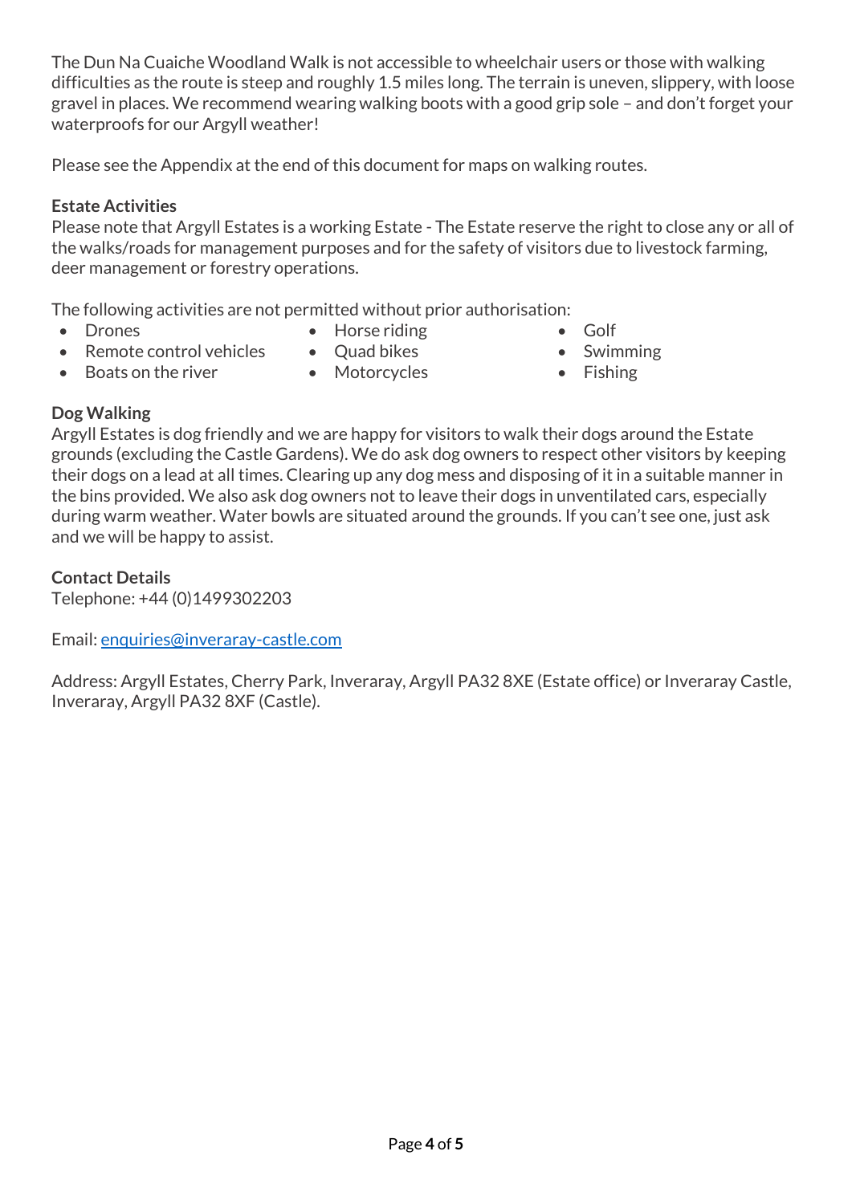The Dun Na Cuaiche Woodland Walk is not accessible to wheelchair users or those with walking difficulties as the route is steep and roughly 1.5 miles long. The terrain is uneven, slippery, with loose gravel in places. We recommend wearing walking boots with a good grip sole – and don't forget your waterproofs for our Argyll weather!

Please see the Appendix at the end of this document for maps on walking routes.

**Estate Activities**

Please note that Argyll Estates is a working Estate - The Estate reserve the right to close any or all of the walks/roads for management purposes and for the safety of visitors due to livestock farming, deer management or forestry operations.

The following activities are not permitted without prior authorisation:

- Drones
- Remote control vehicles
- Boats on the river
- Horse riding
- Quad bikes
- Motorcycles
- Golf
- Swimming
- Fishing

**Dog Walking**

Argyll Estates is dog friendly and we are happy for visitors to walk their dogs around the Estate grounds (excluding the Castle Gardens). We do ask dog owners to respect other visitors by keeping their dogs on a lead at all times. Clearing up any dog mess and disposing of it in a suitable manner in the bins provided. We also ask dog owners not to leave their dogs in unventilated cars, especially during warm weather. Water bowls are situated around the grounds. If you can't see one, just ask and we will be happy to assist.

**Contact Details**

Telephone: +44 (0)1499302203

Email: enquiries@inveraray-castle.com

Address: Argyll Estates, Cherry Park, Inveraray, Argyll PA32 8XE (Estate office) or Inveraray Castle, Inveraray, Argyll PA32 8XF (Castle).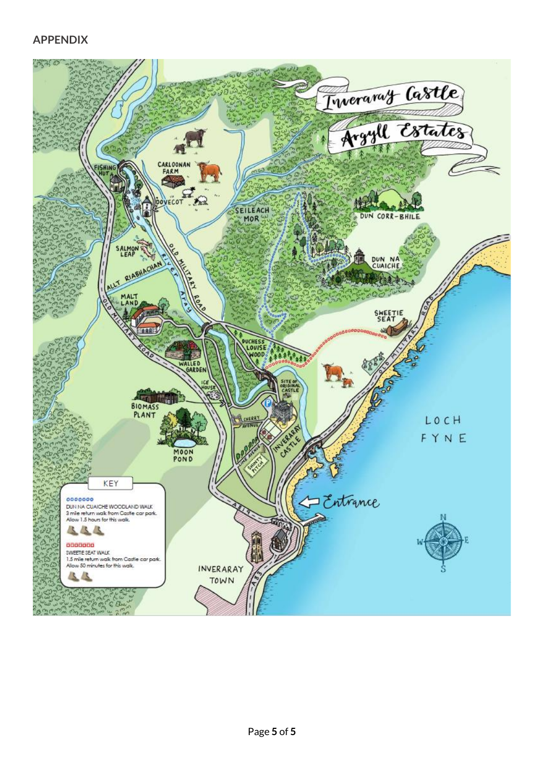## APPENDIX

Inveraray Castle

Argyll Estates

FISHING HUT

CARLOONAN FARM

DOVECOT

SEILEACH MOR

DUN CORR-BHILE

DUN NA CUAICHE

SALMON LEAP

ALLT RIABHACHAN

OLD MILITARY ROAD

River Aray

MALT LAND

SWEETIE SEAT

DUCHESS LOUISE WOOD

WALLED GARDEN

ICE HOUSE

SITE OF ORIGINAL CASTLE

BIOMASS PLANT

CHERRY AVENUE

INVERARAY CASTLE

LIME AVENUE

SHINTY PITCH

MOON POND

LOCH FYNE

Entrance

A819

A83

INVERARAY TOWN

N

W

E

S

KEY

DUN NA CUAICHE WOODLAND WALK
3 mile return walk from Castle car park.
Allow 1.5 hours for this walk.

SWEETIE SEAT WALK
1.5 mile return walk from Castle car park.
Allow 50 minutes for this walk.